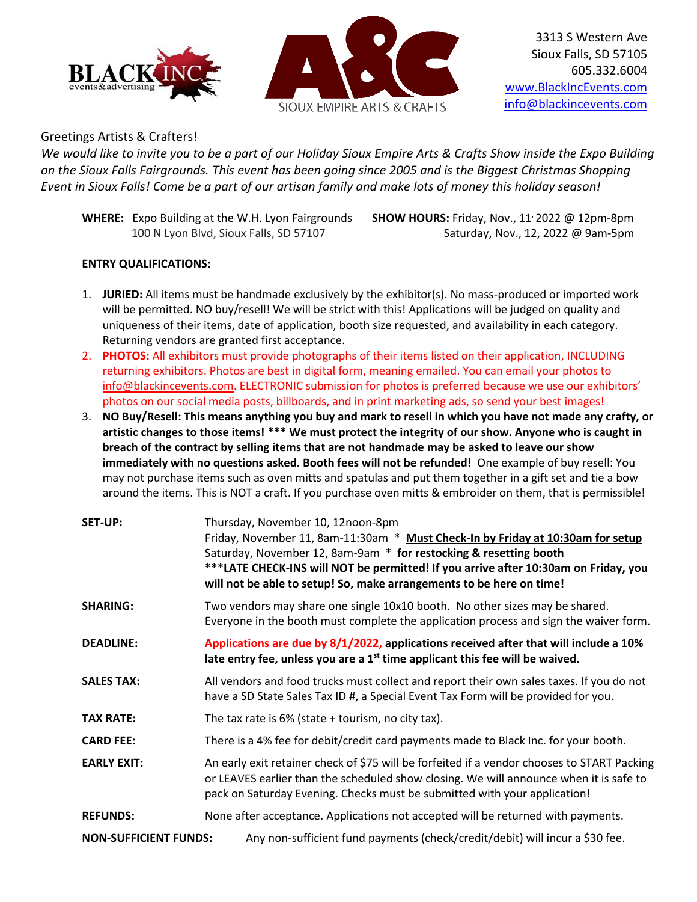BLACK INC events&advertising

A&C SIOUX EMPIRE ARTS & CRAFTS

3313 S Western Ave
Sioux Falls, SD 57105
605.332.6004
www.BlackIncEvents.com
info@blackincevents.com

Greetings Artists & Crafters!

*We would like to invite you to be a part of our Holiday Sioux Empire Arts & Crafts Show inside the Expo Building on the Sioux Falls Fairgrounds. This event has been going since 2005 and is the Biggest Christmas Shopping Event in Sioux Falls! Come be a part of our artisan family and make lots of money this holiday season!*

**WHERE:** Expo Building at the W.H. Lyon Fairgrounds
100 N Lyon Blvd, Sioux Falls, SD 57107

**SHOW HOURS:** Friday, Nov., 11, 2022 @ 12pm-8pm
Saturday, Nov., 12, 2022 @ 9am-5pm

**ENTRY QUALIFICATIONS:**

1. **JURIED:** All items must be handmade exclusively by the exhibitor(s). No mass-produced or imported work will be permitted. NO buy/resell! We will be strict with this! Applications will be judged on quality and uniqueness of their items, date of application, booth size requested, and availability in each category. Returning vendors are granted first acceptance.
2. **PHOTOS:** All exhibitors must provide photographs of their items listed on their application, INCLUDING returning exhibitors. Photos are best in digital form, meaning emailed. You can email your photos to info@blackincevents.com. ELECTRONIC submission for photos is preferred because we use our exhibitors' photos on our social media posts, billboards, and in print marketing ads, so send your best images!
3. **NO Buy/Resell: This means anything you buy and mark to resell in which you have not made any crafty, or artistic changes to those items! \*\*\* We must protect the integrity of our show. Anyone who is caught in breach of the contract by selling items that are not handmade may be asked to leave our show immediately with no questions asked. Booth fees will not be refunded!** One example of buy resell: You may not purchase items such as oven mitts and spatulas and put them together in a gift set and tie a bow around the items. This is NOT a craft. If you purchase oven mitts & embroider on them, that is permissible!

**SET-UP:** Thursday, November 10, 12noon-8pm
Friday, November 11, 8am-11:30am \* **Must Check-In by Friday at 10:30am for setup**
Saturday, November 12, 8am-9am \* **for restocking & resetting booth**
**\*\*\*LATE CHECK-INS will NOT be permitted! If you arrive after 10:30am on Friday, you will not be able to setup! So, make arrangements to be here on time!**

**SHARING:** Two vendors may share one single 10x10 booth. No other sizes may be shared. Everyone in the booth must complete the application process and sign the waiver form.

**DEADLINE:** **Applications are due by 8/1/2022, applications received after that will include a 10% late entry fee, unless you are a 1st time applicant this fee will be waived.**

**SALES TAX:** All vendors and food trucks must collect and report their own sales taxes. If you do not have a SD State Sales Tax ID #, a Special Event Tax Form will be provided for you.

**TAX RATE:** The tax rate is 6% (state + tourism, no city tax).

**CARD FEE:** There is a 4% fee for debit/credit card payments made to Black Inc. for your booth.

**EARLY EXIT:** An early exit retainer check of $75 will be forfeited if a vendor chooses to START Packing or LEAVES earlier than the scheduled show closing. We will announce when it is safe to pack on Saturday Evening. Checks must be submitted with your application!

**REFUNDS:** None after acceptance. Applications not accepted will be returned with payments.

**NON-SUFFICIENT FUNDS:** Any non-sufficient fund payments (check/credit/debit) will incur a $30 fee.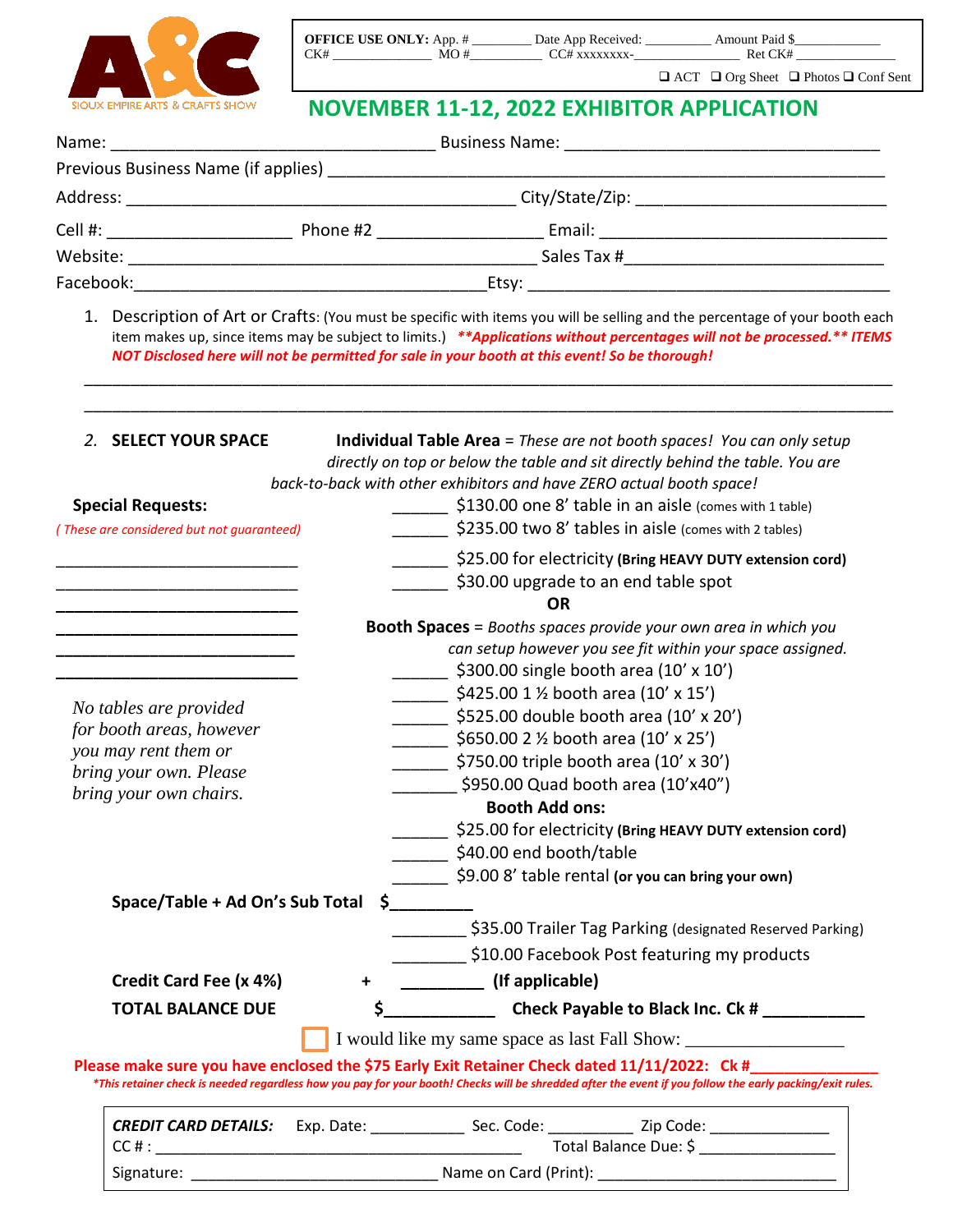A&C
SIOUX EMPIRE ARTS & CRAFTS SHOW

**OFFICE USE ONLY:** App. # ________ Date App Received: _________ Amount Paid $____________
CK# ______________ MO #__________ CC# xxxxxxxx-________________ Ret CK# _____________
❑ ACT ❑ Org Sheet ❑ Photos ❑ Conf Sent

## NOVEMBER 11-12, 2022 EXHIBITOR APPLICATION

Name: ___________________________________ Business Name: _________________________________

Previous Business Name (if applies) ____________________________________________________________

Address: __________________________________________ City/State/Zip: ___________________________

Cell #: ___________________ Phone #2 _________________ Email: ______________________________

Website: ____________________________________________ Sales Tax #___________________________

Facebook:______________________________________Etsy: ______________________________________

1. Description of Art or Crafts: (You must be specific with items you will be selling and the percentage of your booth each item makes up, since items may be subject to limits.) ***\*\*Applications without percentages will not be processed.\*\* ITEMS NOT Disclosed here will not be permitted for sale in your booth at this event! So be thorough!***

_____________________________________________________________________________________________

_____________________________________________________________________________________________

2. **SELECT YOUR SPACE**

**Individual Table Area** = *These are not booth spaces! You can only setup directly on top or below the table and sit directly behind the table. You are back-to-back with other exhibitors and have ZERO actual booth space!*

- ______ $130.00 one 8' table in an aisle (comes with 1 table)
- ______ $235.00 two 8' tables in aisle (comes with 2 tables)
- ______ $25.00 for electricity **(Bring HEAVY DUTY extension cord)**
- ______ $30.00 upgrade to an end table spot

**OR**

**Booth Spaces** = *Booths spaces provide your own area in which you can setup however you see fit within your space assigned.*

- ______ $300.00 single booth area (10' x 10')
- ______ $425.00 1 ½ booth area (10' x 15')
- ______ $525.00 double booth area (10' x 20')
- ______ $650.00 2 ½ booth area (10' x 25')
- ______ $750.00 triple booth area (10' x 30')
- _______ $950.00 Quad booth area (10'x40")

**Booth Add ons:**

- ______ $25.00 for electricity **(Bring HEAVY DUTY extension cord)**
- ______ $40.00 end booth/table
- ______ $9.00 8' table rental **(or you can bring your own)**

**Special Requests:**

*( These are considered but not guaranteed)*

__________________________
__________________________
__________________________
__________________________
__________________________
__________________________

*No tables are provided for booth areas, however you may rent them or bring your own. Please bring your own chairs.*

**Space/Table + Ad On's Sub Total** $_________

________ $35.00 Trailer Tag Parking (designated Reserved Parking)

________ $10.00 Facebook Post featuring my products

**Credit Card Fee (x 4%)** + _________ **(If applicable)**

**TOTAL BALANCE DUE** $____________ **Check Payable to Black Inc. Ck # __________**

☐ I would like my same space as last Fall Show: _________________

**Please make sure you have enclosed the $75 Early Exit Retainer Check dated 11/11/2022: Ck #_____________**

***This retainer check is needed regardless how you pay for your booth! Checks will be shredded after the event if you follow the early packing/exit rules.***

***CREDIT CARD DETAILS:*** Exp. Date: ___________ Sec. Code: __________ Zip Code: ______________
CC # : ___________________________________________ Total Balance Due: $ _______________
Signature: ____________________________ Name on Card (Print): ___________________________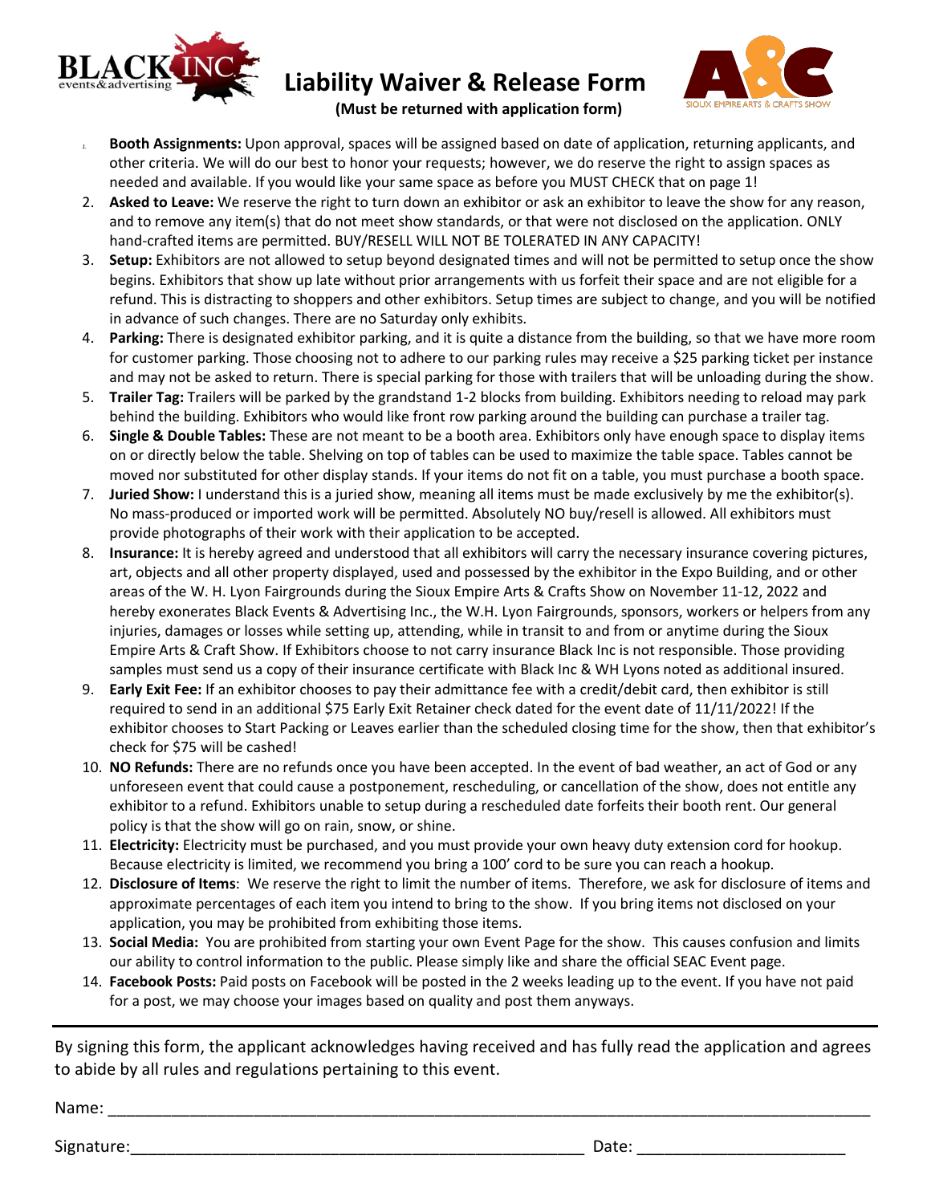# Liability Waiver & Release Form

**(Must be returned with application form)**

1. **Booth Assignments:** Upon approval, spaces will be assigned based on date of application, returning applicants, and other criteria. We will do our best to honor your requests; however, we do reserve the right to assign spaces as needed and available. If you would like your same space as before you MUST CHECK that on page 1!
2. **Asked to Leave:** We reserve the right to turn down an exhibitor or ask an exhibitor to leave the show for any reason, and to remove any item(s) that do not meet show standards, or that were not disclosed on the application. ONLY hand-crafted items are permitted. BUY/RESELL WILL NOT BE TOLERATED IN ANY CAPACITY!
3. **Setup:** Exhibitors are not allowed to setup beyond designated times and will not be permitted to setup once the show begins. Exhibitors that show up late without prior arrangements with us forfeit their space and are not eligible for a refund. This is distracting to shoppers and other exhibitors. Setup times are subject to change, and you will be notified in advance of such changes. There are no Saturday only exhibits.
4. **Parking:** There is designated exhibitor parking, and it is quite a distance from the building, so that we have more room for customer parking. Those choosing not to adhere to our parking rules may receive a $25 parking ticket per instance and may not be asked to return. There is special parking for those with trailers that will be unloading during the show.
5. **Trailer Tag:** Trailers will be parked by the grandstand 1-2 blocks from building. Exhibitors needing to reload may park behind the building. Exhibitors who would like front row parking around the building can purchase a trailer tag.
6. **Single & Double Tables:** These are not meant to be a booth area. Exhibitors only have enough space to display items on or directly below the table. Shelving on top of tables can be used to maximize the table space. Tables cannot be moved nor substituted for other display stands. If your items do not fit on a table, you must purchase a booth space.
7. **Juried Show:** I understand this is a juried show, meaning all items must be made exclusively by me the exhibitor(s). No mass-produced or imported work will be permitted. Absolutely NO buy/resell is allowed. All exhibitors must provide photographs of their work with their application to be accepted.
8. **Insurance:** It is hereby agreed and understood that all exhibitors will carry the necessary insurance covering pictures, art, objects and all other property displayed, used and possessed by the exhibitor in the Expo Building, and or other areas of the W. H. Lyon Fairgrounds during the Sioux Empire Arts & Crafts Show on November 11-12, 2022 and hereby exonerates Black Events & Advertising Inc., the W.H. Lyon Fairgrounds, sponsors, workers or helpers from any injuries, damages or losses while setting up, attending, while in transit to and from or anytime during the Sioux Empire Arts & Craft Show. If Exhibitors choose to not carry insurance Black Inc is not responsible. Those providing samples must send us a copy of their insurance certificate with Black Inc & WH Lyons noted as additional insured.
9. **Early Exit Fee:** If an exhibitor chooses to pay their admittance fee with a credit/debit card, then exhibitor is still required to send in an additional $75 Early Exit Retainer check dated for the event date of 11/11/2022! If the exhibitor chooses to Start Packing or Leaves earlier than the scheduled closing time for the show, then that exhibitor's check for $75 will be cashed!
10. **NO Refunds:** There are no refunds once you have been accepted. In the event of bad weather, an act of God or any unforeseen event that could cause a postponement, rescheduling, or cancellation of the show, does not entitle any exhibitor to a refund. Exhibitors unable to setup during a rescheduled date forfeits their booth rent. Our general policy is that the show will go on rain, snow, or shine.
11. **Electricity:** Electricity must be purchased, and you must provide your own heavy duty extension cord for hookup. Because electricity is limited, we recommend you bring a 100' cord to be sure you can reach a hookup.
12. **Disclosure of Items**: We reserve the right to limit the number of items. Therefore, we ask for disclosure of items and approximate percentages of each item you intend to bring to the show. If you bring items not disclosed on your application, you may be prohibited from exhibiting those items.
13. **Social Media:** You are prohibited from starting your own Event Page for the show. This causes confusion and limits our ability to control information to the public. Please simply like and share the official SEAC Event page.
14. **Facebook Posts:** Paid posts on Facebook will be posted in the 2 weeks leading up to the event. If you have not paid for a post, we may choose your images based on quality and post them anyways.

---

By signing this form, the applicant acknowledges having received and has fully read the application and agrees to abide by all rules and regulations pertaining to this event.

Name: ____________________________________________

Signature: ________________________________ Date: ____________________